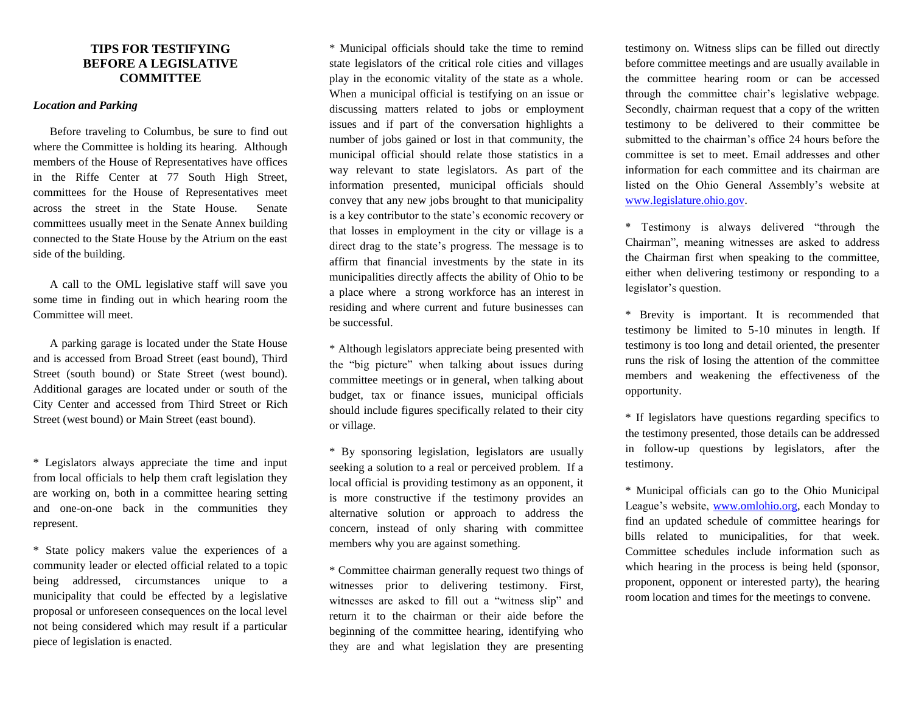# TIPS FOR TESTIFYING BEFORE A LEGISLATIVE COMMITTEE

### *Location and Parking*

Before traveling to Columbus, be sure to find out where the Committee is holding its hearing. Although members of the House of Representatives have offices in the Riffe Center at 77 South High Street, committees for the House of Representatives meet across the street in the State House. Senate committees usually meet in the Senate Annex building connected to the State House by the Atrium on the east side of the building.

A call to the OML legislative staff will save you some time in finding out in which hearing room the Committee will meet.

A parking garage is located under the State House and is accessed from Broad Street (east bound), Third Street (south bound) or State Street (west bound). Additional garages are located under or south of the City Center and accessed from Third Street or Rich Street (west bound) or Main Street (east bound).

* Legislators always appreciate the time and input from local officials to help them craft legislation they are working on, both in a committee hearing setting and one-on-one back in the communities they represent.

* State policy makers value the experiences of a community leader or elected official related to a topic being addressed, circumstances unique to a municipality that could be effected by a legislative proposal or unforeseen consequences on the local level not being considered which may result if a particular piece of legislation is enacted.

* Municipal officials should take the time to remind state legislators of the critical role cities and villages play in the economic vitality of the state as a whole. When a municipal official is testifying on an issue or discussing matters related to jobs or employment issues and if part of the conversation highlights a number of jobs gained or lost in that community, the municipal official should relate those statistics in a way relevant to state legislators. As part of the information presented, municipal officials should convey that any new jobs brought to that municipality is a key contributor to the state's economic recovery or that losses in employment in the city or village is a direct drag to the state's progress. The message is to affirm that financial investments by the state in its municipalities directly affects the ability of Ohio to be a place where a strong workforce has an interest in residing and where current and future businesses can be successful.

* Although legislators appreciate being presented with the "big picture" when talking about issues during committee meetings or in general, when talking about budget, tax or finance issues, municipal officials should include figures specifically related to their city or village.

* By sponsoring legislation, legislators are usually seeking a solution to a real or perceived problem. If a local official is providing testimony as an opponent, it is more constructive if the testimony provides an alternative solution or approach to address the concern, instead of only sharing with committee members why you are against something.

* Committee chairman generally request two things of witnesses prior to delivering testimony. First, witnesses are asked to fill out a "witness slip" and return it to the chairman or their aide before the beginning of the committee hearing, identifying who they are and what legislation they are presenting testimony on. Witness slips can be filled out directly before committee meetings and are usually available in the committee hearing room or can be accessed through the committee chair's legislative webpage. Secondly, chairman request that a copy of the written testimony to be delivered to their committee be submitted to the chairman's office 24 hours before the committee is set to meet. Email addresses and other information for each committee and its chairman are listed on the Ohio General Assembly's website at www.legislature.ohio.gov.

* Testimony is always delivered "through the Chairman", meaning witnesses are asked to address the Chairman first when speaking to the committee, either when delivering testimony or responding to a legislator's question.

* Brevity is important. It is recommended that testimony be limited to 5-10 minutes in length. If testimony is too long and detail oriented, the presenter runs the risk of losing the attention of the committee members and weakening the effectiveness of the opportunity.

* If legislators have questions regarding specifics to the testimony presented, those details can be addressed in follow-up questions by legislators, after the testimony.

* Municipal officials can go to the Ohio Municipal League's website, www.omlohio.org, each Monday to find an updated schedule of committee hearings for bills related to municipalities, for that week. Committee schedules include information such as which hearing in the process is being held (sponsor, proponent, opponent or interested party), the hearing room location and times for the meetings to convene.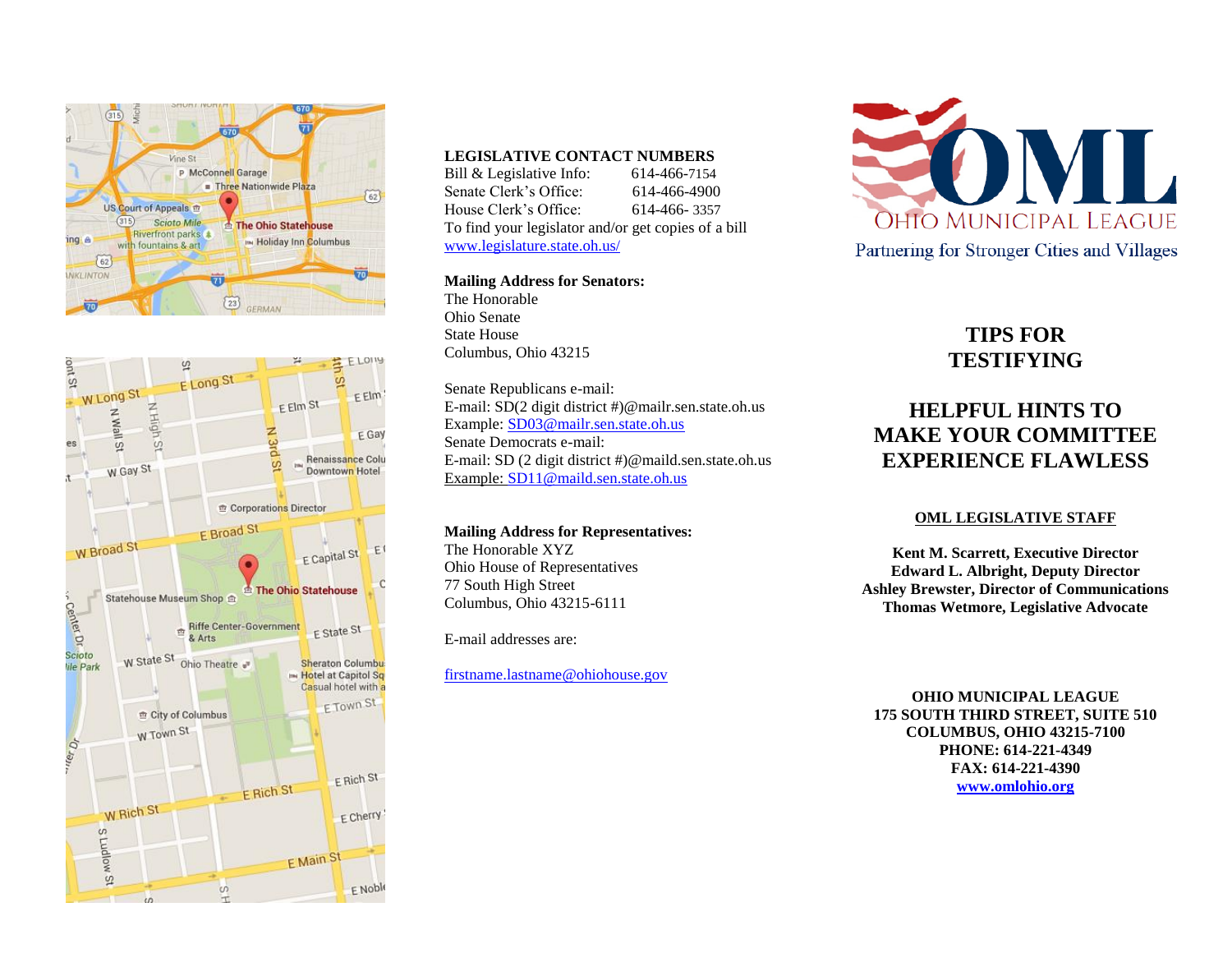**LEGISLATIVE CONTACT NUMBERS**

Bill & Legislative Info: 614-466-7154
Senate Clerk's Office: 614-466-4900
House Clerk's Office: 614-466- 3357
To find your legislator and/or get copies of a bill
www.legislature.state.oh.us/

**Mailing Address for Senators:**
The Honorable
Ohio Senate
State House
Columbus, Ohio 43215

Senate Republicans e-mail:
E-mail: SD(2 digit district #)@mailr.sen.state.oh.us
Example: SD03@mailr.sen.state.oh.us
Senate Democrats e-mail:
E-mail: SD (2 digit district #)@maild.sen.state.oh.us
Example: SD11@maild.sen.state.oh.us

**Mailing Address for Representatives:**
The Honorable XYZ
Ohio House of Representatives
77 South High Street
Columbus, Ohio 43215-6111

E-mail addresses are:

firstname.lastname@ohiohouse.gov

OML
OHIO MUNICIPAL LEAGUE
Partnering for Stronger Cities and Villages

# TIPS FOR TESTIFYING

# HELPFUL HINTS TO MAKE YOUR COMMITTEE EXPERIENCE FLAWLESS

**OML LEGISLATIVE STAFF**

**Kent M. Scarrett, Executive Director**
**Edward L. Albright, Deputy Director**
**Ashley Brewster, Director of Communications**
**Thomas Wetmore, Legislative Advocate**

**OHIO MUNICIPAL LEAGUE**
**175 SOUTH THIRD STREET, SUITE 510**
**COLUMBUS, OHIO 43215-7100**
**PHONE: 614-221-4349**
**FAX: 614-221-4390**
**www.omlohio.org**